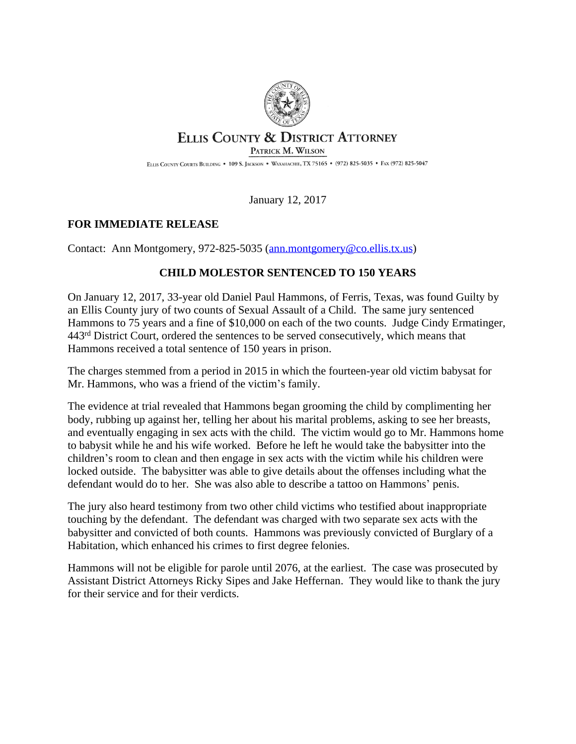# Ellis County & District Attorney

Patrick M. Wilson

Ellis County Courts Building • 109 S. Jackson • Waxahachie, TX 75165 • (972) 825-5035 • Fax (972) 825-5047

January 12, 2017

**FOR IMMEDIATE RELEASE**

Contact: Ann Montgomery, 972-825-5035 (ann.montgomery@co.ellis.tx.us)

## CHILD MOLESTOR SENTENCED TO 150 YEARS

On January 12, 2017, 33-year old Daniel Paul Hammons, of Ferris, Texas, was found Guilty by an Ellis County jury of two counts of Sexual Assault of a Child. The same jury sentenced Hammons to 75 years and a fine of $10,000 on each of the two counts. Judge Cindy Ermatinger, 443rd District Court, ordered the sentences to be served consecutively, which means that Hammons received a total sentence of 150 years in prison.

The charges stemmed from a period in 2015 in which the fourteen-year old victim babysat for Mr. Hammons, who was a friend of the victim's family.

The evidence at trial revealed that Hammons began grooming the child by complimenting her body, rubbing up against her, telling her about his marital problems, asking to see her breasts, and eventually engaging in sex acts with the child. The victim would go to Mr. Hammons home to babysit while he and his wife worked. Before he left he would take the babysitter into the children's room to clean and then engage in sex acts with the victim while his children were locked outside. The babysitter was able to give details about the offenses including what the defendant would do to her. She was also able to describe a tattoo on Hammons' penis.

The jury also heard testimony from two other child victims who testified about inappropriate touching by the defendant. The defendant was charged with two separate sex acts with the babysitter and convicted of both counts. Hammons was previously convicted of Burglary of a Habitation, which enhanced his crimes to first degree felonies.

Hammons will not be eligible for parole until 2076, at the earliest. The case was prosecuted by Assistant District Attorneys Ricky Sipes and Jake Heffernan. They would like to thank the jury for their service and for their verdicts.